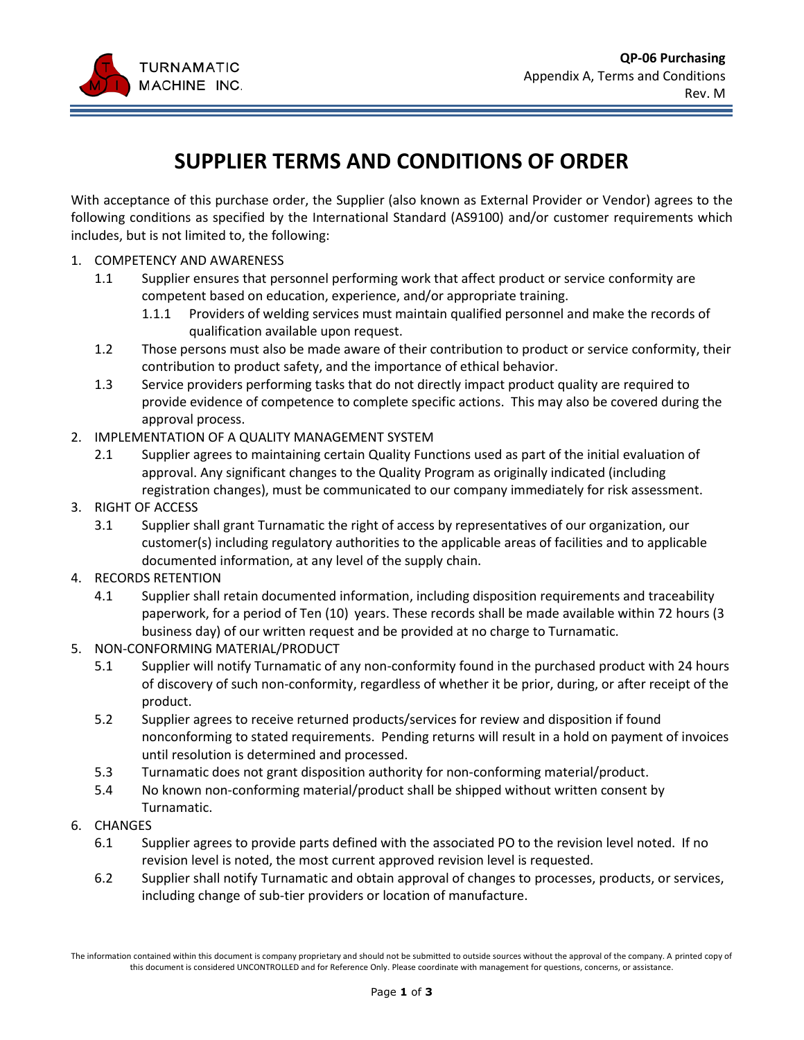# SUPPLIER TERMS AND CONDITIONS OF ORDER

With acceptance of this purchase order, the Supplier (also known as External Provider or Vendor) agrees to the following conditions as specified by the International Standard (AS9100) and/or customer requirements which includes, but is not limited to, the following:

1. COMPETENCY AND AWARENESS
   - 1.1 Supplier ensures that personnel performing work that affect product or service conformity are competent based on education, experience, and/or appropriate training.
     - 1.1.1 Providers of welding services must maintain qualified personnel and make the records of qualification available upon request.
   - 1.2 Those persons must also be made aware of their contribution to product or service conformity, their contribution to product safety, and the importance of ethical behavior.
   - 1.3 Service providers performing tasks that do not directly impact product quality are required to provide evidence of competence to complete specific actions. This may also be covered during the approval process.
2. IMPLEMENTATION OF A QUALITY MANAGEMENT SYSTEM
   - 2.1 Supplier agrees to maintaining certain Quality Functions used as part of the initial evaluation of approval. Any significant changes to the Quality Program as originally indicated (including registration changes), must be communicated to our company immediately for risk assessment.
3. RIGHT OF ACCESS
   - 3.1 Supplier shall grant Turnamatic the right of access by representatives of our organization, our customer(s) including regulatory authorities to the applicable areas of facilities and to applicable documented information, at any level of the supply chain.
4. RECORDS RETENTION
   - 4.1 Supplier shall retain documented information, including disposition requirements and traceability paperwork, for a period of Ten (10) years. These records shall be made available within 72 hours (3 business day) of our written request and be provided at no charge to Turnamatic.
5. NON-CONFORMING MATERIAL/PRODUCT
   - 5.1 Supplier will notify Turnamatic of any non-conformity found in the purchased product with 24 hours of discovery of such non-conformity, regardless of whether it be prior, during, or after receipt of the product.
   - 5.2 Supplier agrees to receive returned products/services for review and disposition if found nonconforming to stated requirements. Pending returns will result in a hold on payment of invoices until resolution is determined and processed.
   - 5.3 Turnamatic does not grant disposition authority for non-conforming material/product.
   - 5.4 No known non-conforming material/product shall be shipped without written consent by Turnamatic.
6. CHANGES
   - 6.1 Supplier agrees to provide parts defined with the associated PO to the revision level noted. If no revision level is noted, the most current approved revision level is requested.
   - 6.2 Supplier shall notify Turnamatic and obtain approval of changes to processes, products, or services, including change of sub-tier providers or location of manufacture.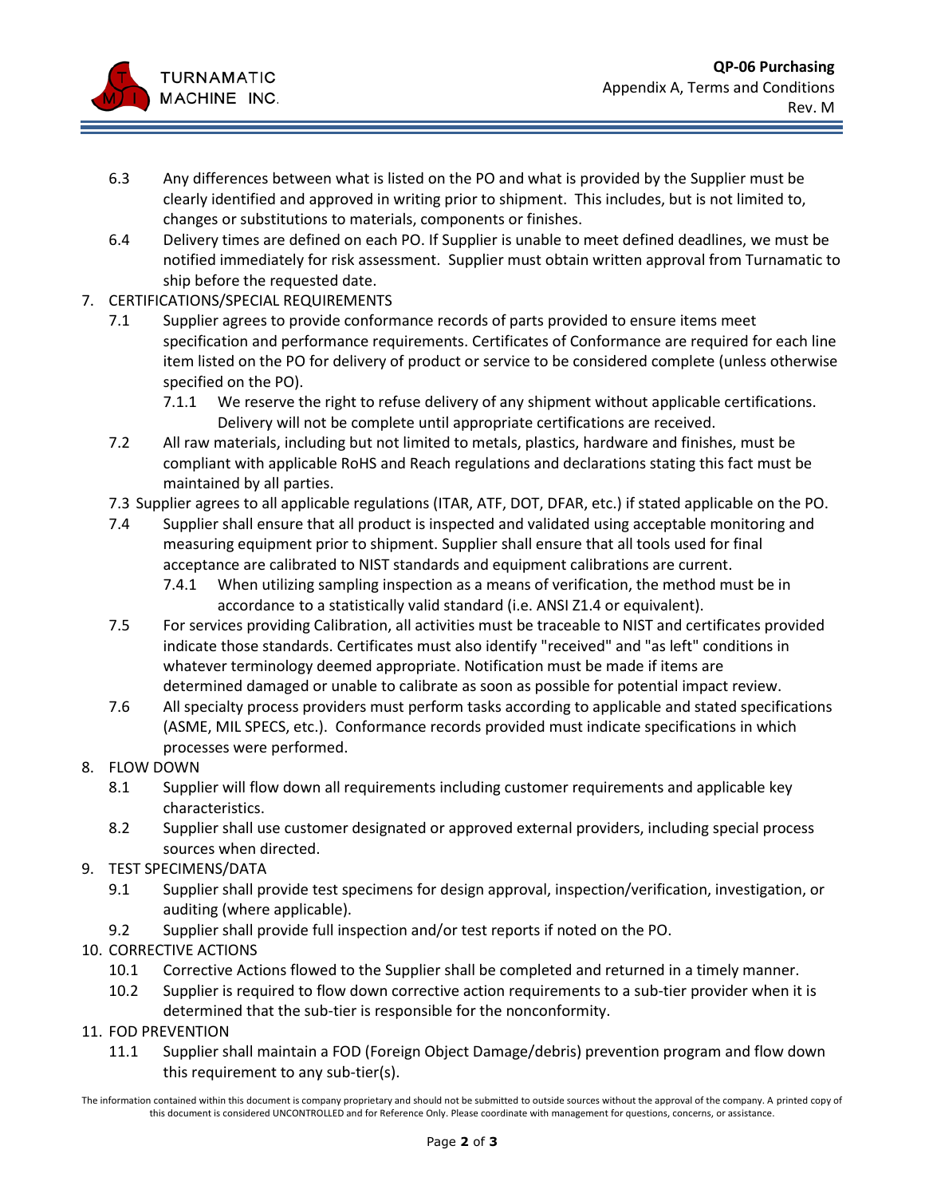6.3 Any differences between what is listed on the PO and what is provided by the Supplier must be clearly identified and approved in writing prior to shipment. This includes, but is not limited to, changes or substitutions to materials, components or finishes.

6.4 Delivery times are defined on each PO. If Supplier is unable to meet defined deadlines, we must be notified immediately for risk assessment. Supplier must obtain written approval from Turnamatic to ship before the requested date.

7. CERTIFICATIONS/SPECIAL REQUIREMENTS

7.1 Supplier agrees to provide conformance records of parts provided to ensure items meet specification and performance requirements. Certificates of Conformance are required for each line item listed on the PO for delivery of product or service to be considered complete (unless otherwise specified on the PO).

7.1.1 We reserve the right to refuse delivery of any shipment without applicable certifications. Delivery will not be complete until appropriate certifications are received.

7.2 All raw materials, including but not limited to metals, plastics, hardware and finishes, must be compliant with applicable RoHS and Reach regulations and declarations stating this fact must be maintained by all parties.

7.3 Supplier agrees to all applicable regulations (ITAR, ATF, DOT, DFAR, etc.) if stated applicable on the PO.

7.4 Supplier shall ensure that all product is inspected and validated using acceptable monitoring and measuring equipment prior to shipment. Supplier shall ensure that all tools used for final acceptance are calibrated to NIST standards and equipment calibrations are current.

7.4.1 When utilizing sampling inspection as a means of verification, the method must be in accordance to a statistically valid standard (i.e. ANSI Z1.4 or equivalent).

7.5 For services providing Calibration, all activities must be traceable to NIST and certificates provided indicate those standards. Certificates must also identify "received" and "as left" conditions in whatever terminology deemed appropriate. Notification must be made if items are determined damaged or unable to calibrate as soon as possible for potential impact review.

7.6 All specialty process providers must perform tasks according to applicable and stated specifications (ASME, MIL SPECS, etc.). Conformance records provided must indicate specifications in which processes were performed.

8. FLOW DOWN

8.1 Supplier will flow down all requirements including customer requirements and applicable key characteristics.

8.2 Supplier shall use customer designated or approved external providers, including special process sources when directed.

9. TEST SPECIMENS/DATA

9.1 Supplier shall provide test specimens for design approval, inspection/verification, investigation, or auditing (where applicable).

9.2 Supplier shall provide full inspection and/or test reports if noted on the PO.

10. CORRECTIVE ACTIONS

10.1 Corrective Actions flowed to the Supplier shall be completed and returned in a timely manner.

10.2 Supplier is required to flow down corrective action requirements to a sub-tier provider when it is determined that the sub-tier is responsible for the nonconformity.

11. FOD PREVENTION

11.1 Supplier shall maintain a FOD (Foreign Object Damage/debris) prevention program and flow down this requirement to any sub-tier(s).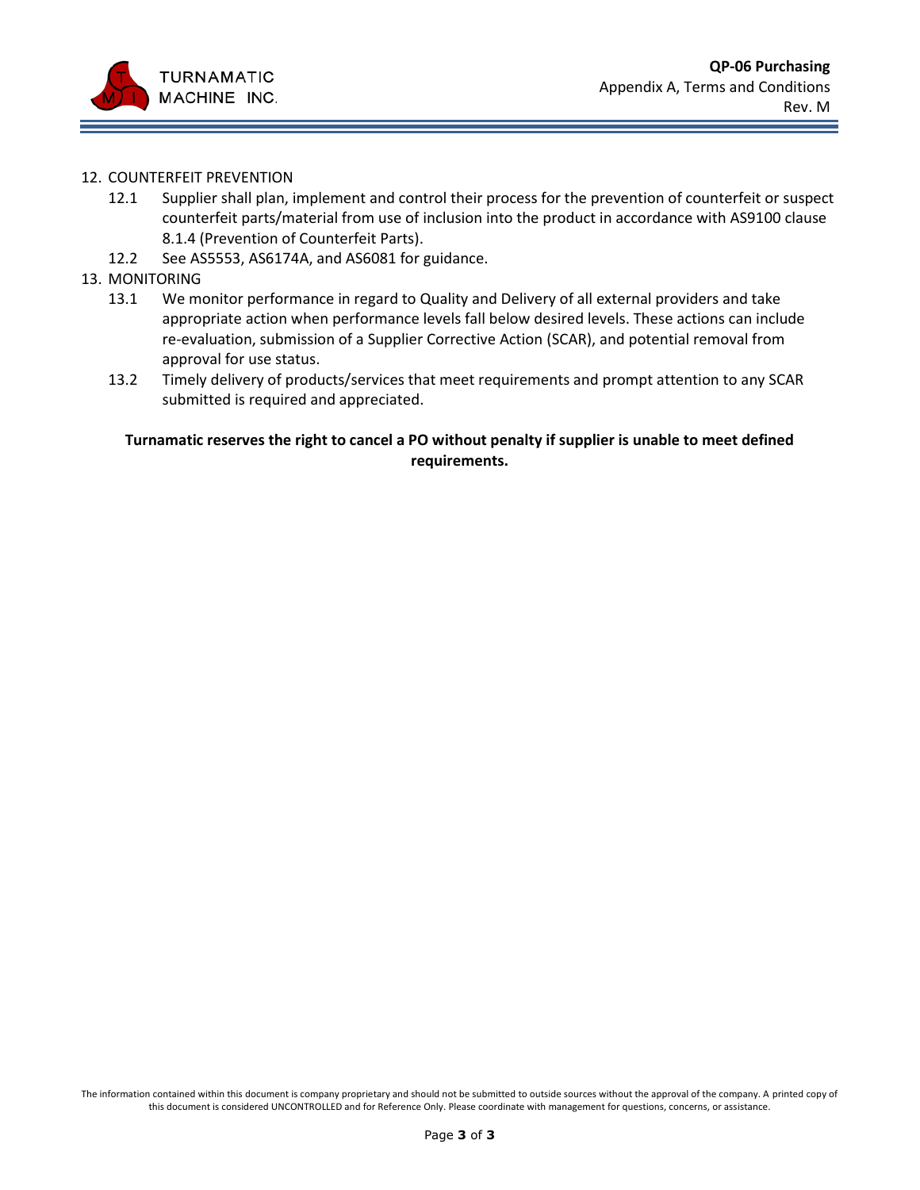12. COUNTERFEIT PREVENTION
    - 12.1 Supplier shall plan, implement and control their process for the prevention of counterfeit or suspect counterfeit parts/material from use of inclusion into the product in accordance with AS9100 clause 8.1.4 (Prevention of Counterfeit Parts).
    - 12.2 See AS5553, AS6174A, and AS6081 for guidance.
13. MONITORING
    - 13.1 We monitor performance in regard to Quality and Delivery of all external providers and take appropriate action when performance levels fall below desired levels. These actions can include re-evaluation, submission of a Supplier Corrective Action (SCAR), and potential removal from approval for use status.
    - 13.2 Timely delivery of products/services that meet requirements and prompt attention to any SCAR submitted is required and appreciated.

**Turnamatic reserves the right to cancel a PO without penalty if supplier is unable to meet defined requirements.**